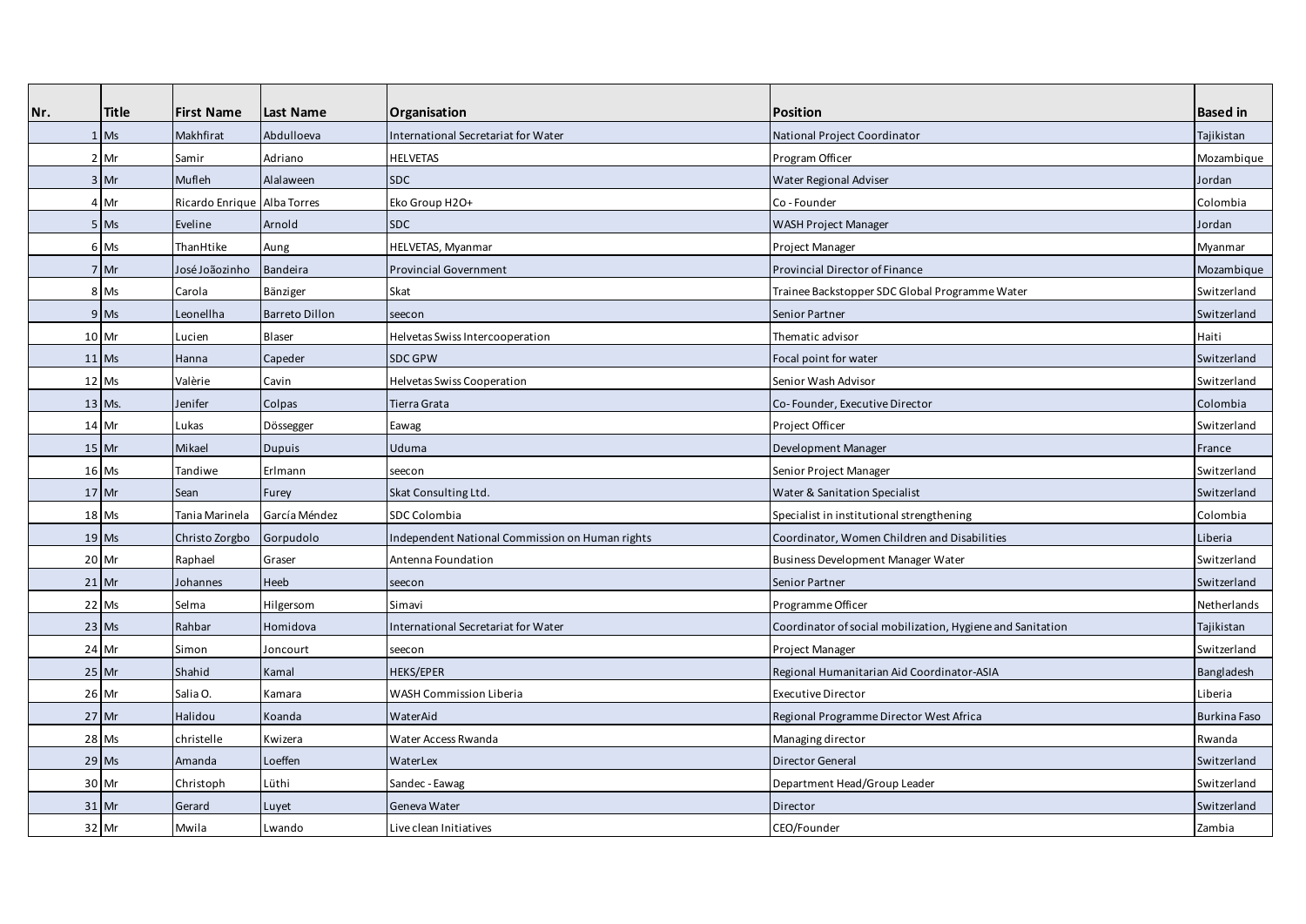| Nr. | Title | First Name | Last Name | Organisation | Position | Based in |
|---|---|---|---|---|---|---|
| 1 | Ms | Makhfirat | Abdulloeva | International Secretariat for Water | National Project Coordinator | Tajikistan |
| 2 | Mr | Samir | Adriano | HELVETAS | Program Officer | Mozambique |
| 3 | Mr | Mufleh | Alalaween | SDC | Water Regional Adviser | Jordan |
| 4 | Mr | Ricardo Enrique | Alba Torres | Eko Group H2O+ | Co - Founder | Colombia |
| 5 | Ms | Eveline | Arnold | SDC | WASH Project Manager | Jordan |
| 6 | Ms | ThanHtike | Aung | HELVETAS, Myanmar | Project Manager | Myanmar |
| 7 | Mr | José Joãozinho | Bandeira | Provincial Government | Provincial Director of Finance | Mozambique |
| 8 | Ms | Carola | Bänziger | Skat | Trainee Backstopper SDC Global Programme Water | Switzerland |
| 9 | Ms | Leonellha | Barreto Dillon | seecon | Senior Partner | Switzerland |
| 10 | Mr | Lucien | Blaser | Helvetas Swiss Intercooperation | Thematic advisor | Haiti |
| 11 | Ms | Hanna | Capeder | SDC GPW | Focal point for water | Switzerland |
| 12 | Ms | Valèrie | Cavin | Helvetas Swiss Cooperation | Senior Wash Advisor | Switzerland |
| 13 | Ms. | Jenifer | Colpas | Tierra Grata | Co- Founder, Executive Director | Colombia |
| 14 | Mr | Lukas | Dössegger | Eawag | Project Officer | Switzerland |
| 15 | Mr | Mikael | Dupuis | Uduma | Development Manager | France |
| 16 | Ms | Tandiwe | Erlmann | seecon | Senior Project Manager | Switzerland |
| 17 | Mr | Sean | Furey | Skat Consulting Ltd. | Water & Sanitation Specialist | Switzerland |
| 18 | Ms | Tania Marinela | García Méndez | SDC Colombia | Specialist in institutional strengthening | Colombia |
| 19 | Ms | Christo Zorgbo | Gorpudolo | Independent National Commission on Human rights | Coordinator, Women Children and Disabilities | Liberia |
| 20 | Mr | Raphael | Graser | Antenna Foundation | Business Development Manager Water | Switzerland |
| 21 | Mr | Johannes | Heeb | seecon | Senior Partner | Switzerland |
| 22 | Ms | Selma | Hilgersom | Simavi | Programme Officer | Netherlands |
| 23 | Ms | Rahbar | Homidova | International Secretariat for Water | Coordinator of social mobilization, Hygiene and Sanitation | Tajikistan |
| 24 | Mr | Simon | Joncourt | seecon | Project Manager | Switzerland |
| 25 | Mr | Shahid | Kamal | HEKS/EPER | Regional Humanitarian Aid Coordinator-ASIA | Bangladesh |
| 26 | Mr | Salia O. | Kamara | WASH Commission Liberia | Executive Director | Liberia |
| 27 | Mr | Halidou | Koanda | WaterAid | Regional Programme Director West Africa | Burkina Faso |
| 28 | Ms | christelle | Kwizera | Water Access Rwanda | Managing director | Rwanda |
| 29 | Ms | Amanda | Loeffen | WaterLex | Director General | Switzerland |
| 30 | Mr | Christoph | Lüthi | Sandec - Eawag | Department Head/Group Leader | Switzerland |
| 31 | Mr | Gerard | Luyet | Geneva Water | Director | Switzerland |
| 32 | Mr | Mwila | Lwando | Live clean Initiatives | CEO/Founder | Zambia |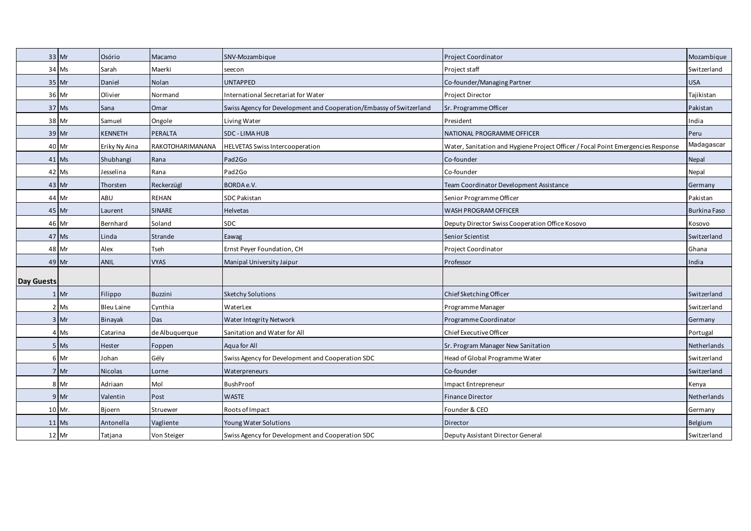| | | | | | | |
|---|---|---|---|---|---|---|
| 33 | Mr | Osório | Macamo | SNV-Mozambique | Project Coordinator | Mozambique |
| 34 | Ms | Sarah | Maerki | seecon | Project staff | Switzerland |
| 35 | Mr | Daniel | Nolan | UNTAPPED | Co-founder/Managing Partner | USA |
| 36 | Mr | Olivier | Normand | International Secretariat for Water | Project Director | Tajikistan |
| 37 | Ms | Sana | Omar | Swiss Agency for Development and Cooperation/Embassy of Switzerland | Sr. Programme Officer | Pakistan |
| 38 | Mr | Samuel | Ongole | Living Water | President | India |
| 39 | Mr | KENNETH | PERALTA | SDC - LIMA HUB | NATIONAL PROGRAMME OFFICER | Peru |
| 40 | Mr | Eriky Ny Aina | RAKOTOHARIMANANA | HELVETAS Swiss Intercooperation | Water, Sanitation and Hygiene Project Officer / Focal Point Emergencies Response | Madagascar |
| 41 | Ms | Shubhangi | Rana | Pad2Go | Co-founder | Nepal |
| 42 | Ms | Jesselina | Rana | Pad2Go | Co-founder | Nepal |
| 43 | Mr | Thorsten | Reckerzügl | BORDA e.V. | Team Coordinator Development Assistance | Germany |
| 44 | Mr | ABU | REHAN | SDC Pakistan | Senior Programme Officer | Pakistan |
| 45 | Mr | Laurent | SINARE | Helvetas | WASH PROGRAM OFFICER | Burkina Faso |
| 46 | Mr | Bernhard | Soland | SDC | Deputy Director Swiss Cooperation Office Kosovo | Kosovo |
| 47 | Ms | Linda | Strande | Eawag | Senior Scientist | Switzerland |
| 48 | Mr | Alex | Tseh | Ernst Peyer Foundation, CH | Project Coordinator | Ghana |
| 49 | Mr | ANIL | VYAS | Manipal University Jaipur | Professor | India |
| **Day Guests** | | | | | | |
| 1 | Mr | Filippo | Buzzini | Sketchy Solutions | Chief Sketching Officer | Switzerland |
| 2 | Ms | Bleu Laine | Cynthia | WaterLex | Programme Manager | Switzerland |
| 3 | Mr | Binayak | Das | Water Integrity Network | Programme Coordinator | Germany |
| 4 | Ms | Catarina | de Albuquerque | Sanitation and Water for All | Chief Executive Officer | Portugal |
| 5 | Ms | Hester | Foppen | Aqua for All | Sr. Program Manager New Sanitation | Netherlands |
| 6 | Mr | Johan | Gély | Swiss Agency for Development and Cooperation SDC | Head of Global Programme Water | Switzerland |
| 7 | Mr | Nicolas | Lorne | Waterpreneurs | Co-founder | Switzerland |
| 8 | Mr | Adriaan | Mol | BushProof | Impact Entrepreneur | Kenya |
| 9 | Mr | Valentin | Post | WASTE | Finance Director | Netherlands |
| 10 | Mr. | Bjoern | Struewer | Roots of Impact | Founder & CEO | Germany |
| 11 | Ms | Antonella | Vagliente | Young Water Solutions | Director | Belgium |
| 12 | Mr | Tatjana | Von Steiger | Swiss Agency for Development and Cooperation SDC | Deputy Assistant Director General | Switzerland |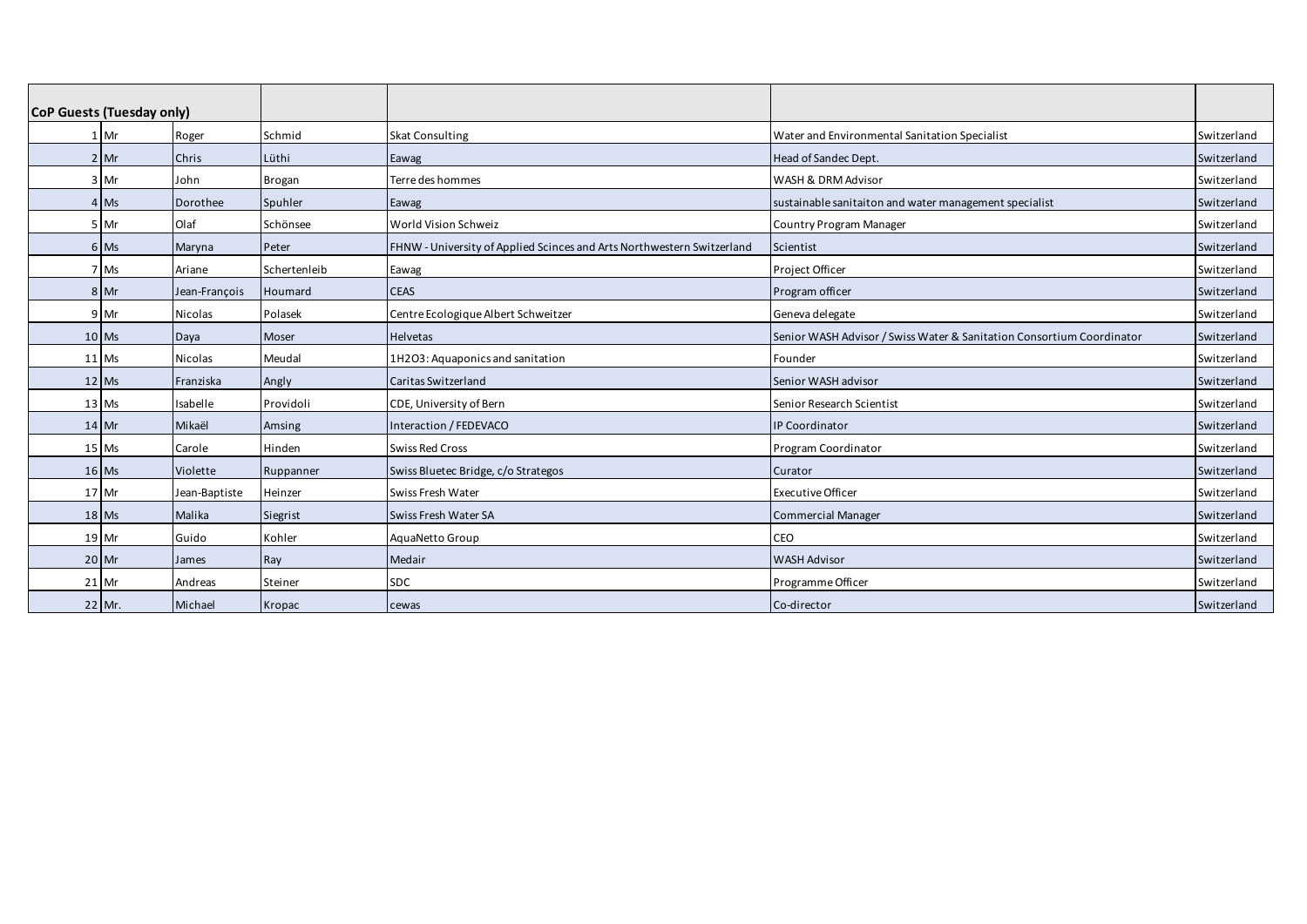| CoP Guests (Tuesday only) | | | | | | |
|---|---|---|---|---|---|---|
| 1 | Mr | Roger | Schmid | Skat Consulting | Water and Environmental Sanitation Specialist | Switzerland |
| 2 | Mr | Chris | Lüthi | Eawag | Head of Sandec Dept. | Switzerland |
| 3 | Mr | John | Brogan | Terre des hommes | WASH & DRM Advisor | Switzerland |
| 4 | Ms | Dorothee | Spuhler | Eawag | sustainable sanitaiton and water management specialist | Switzerland |
| 5 | Mr | Olaf | Schönsee | World Vision Schweiz | Country Program Manager | Switzerland |
| 6 | Ms | Maryna | Peter | FHNW - University of Applied Scinces and Arts Northwestern Switzerland | Scientist | Switzerland |
| 7 | Ms | Ariane | Schertenleib | Eawag | Project Officer | Switzerland |
| 8 | Mr | Jean-François | Houmard | CEAS | Program officer | Switzerland |
| 9 | Mr | Nicolas | Polasek | Centre Ecologique Albert Schweitzer | Geneva delegate | Switzerland |
| 10 | Ms | Daya | Moser | Helvetas | Senior WASH Advisor / Swiss Water & Sanitation Consortium Coordinator | Switzerland |
| 11 | Ms | Nicolas | Meudal | 1H2O3: Aquaponics and sanitation | Founder | Switzerland |
| 12 | Ms | Franziska | Angly | Caritas Switzerland | Senior WASH advisor | Switzerland |
| 13 | Ms | Isabelle | Providoli | CDE, University of Bern | Senior Research Scientist | Switzerland |
| 14 | Mr | Mikaël | Amsing | Interaction / FEDEVACO | IP Coordinator | Switzerland |
| 15 | Ms | Carole | Hinden | Swiss Red Cross | Program Coordinator | Switzerland |
| 16 | Ms | Violette | Ruppanner | Swiss Bluetec Bridge, c/o Strategos | Curator | Switzerland |
| 17 | Mr | Jean-Baptiste | Heinzer | Swiss Fresh Water | Executive Officer | Switzerland |
| 18 | Ms | Malika | Siegrist | Swiss Fresh Water SA | Commercial Manager | Switzerland |
| 19 | Mr | Guido | Kohler | AquaNetto Group | CEO | Switzerland |
| 20 | Mr | James | Ray | Medair | WASH Advisor | Switzerland |
| 21 | Mr | Andreas | Steiner | SDC | Programme Officer | Switzerland |
| 22 | Mr. | Michael | Kropac | cewas | Co-director | Switzerland |